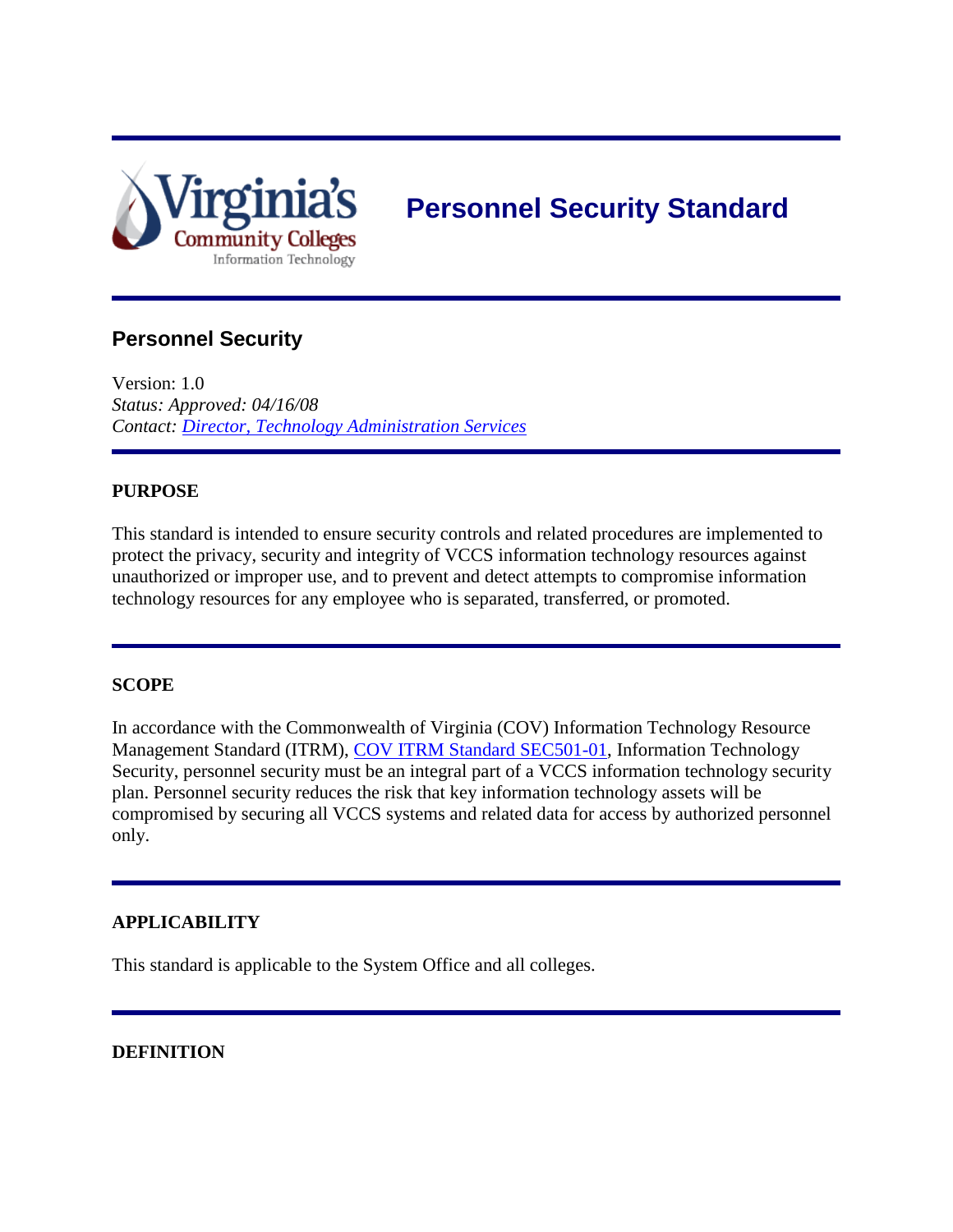# Personnel Security Standard

## Personnel Security

Version: 1.0
*Status: Approved: 04/16/08*
*Contact: Director, Technology Administration Services*

---

**PURPOSE**

This standard is intended to ensure security controls and related procedures are implemented to protect the privacy, security and integrity of VCCS information technology resources against unauthorized or improper use, and to prevent and detect attempts to compromise information technology resources for any employee who is separated, transferred, or promoted.

---

**SCOPE**

In accordance with the Commonwealth of Virginia (COV) Information Technology Resource Management Standard (ITRM), COV ITRM Standard SEC501-01, Information Technology Security, personnel security must be an integral part of a VCCS information technology security plan. Personnel security reduces the risk that key information technology assets will be compromised by securing all VCCS systems and related data for access by authorized personnel only.

---

**APPLICABILITY**

This standard is applicable to the System Office and all colleges.

---

**DEFINITION**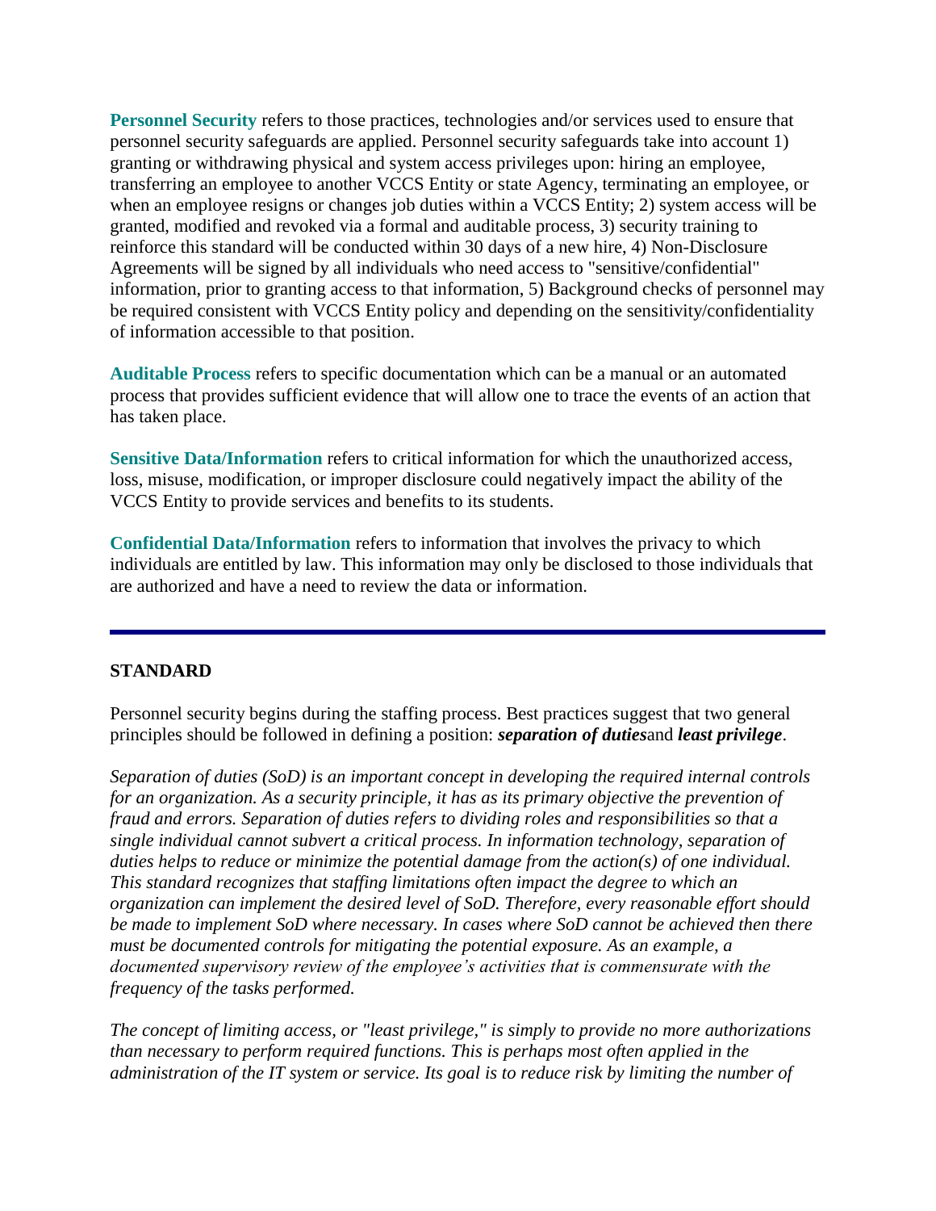**Personnel Security** refers to those practices, technologies and/or services used to ensure that personnel security safeguards are applied. Personnel security safeguards take into account 1) granting or withdrawing physical and system access privileges upon: hiring an employee, transferring an employee to another VCCS Entity or state Agency, terminating an employee, or when an employee resigns or changes job duties within a VCCS Entity; 2) system access will be granted, modified and revoked via a formal and auditable process, 3) security training to reinforce this standard will be conducted within 30 days of a new hire, 4) Non-Disclosure Agreements will be signed by all individuals who need access to "sensitive/confidential" information, prior to granting access to that information, 5) Background checks of personnel may be required consistent with VCCS Entity policy and depending on the sensitivity/confidentiality of information accessible to that position.

**Auditable Process** refers to specific documentation which can be a manual or an automated process that provides sufficient evidence that will allow one to trace the events of an action that has taken place.

**Sensitive Data/Information** refers to critical information for which the unauthorized access, loss, misuse, modification, or improper disclosure could negatively impact the ability of the VCCS Entity to provide services and benefits to its students.

**Confidential Data/Information** refers to information that involves the privacy to which individuals are entitled by law. This information may only be disclosed to those individuals that are authorized and have a need to review the data or information.

---

## STANDARD

Personnel security begins during the staffing process. Best practices suggest that two general principles should be followed in defining a position: ***separation of duties***and ***least privilege***.

*Separation of duties (SoD) is an important concept in developing the required internal controls for an organization. As a security principle, it has as its primary objective the prevention of fraud and errors. Separation of duties refers to dividing roles and responsibilities so that a single individual cannot subvert a critical process. In information technology, separation of duties helps to reduce or minimize the potential damage from the action(s) of one individual. This standard recognizes that staffing limitations often impact the degree to which an organization can implement the desired level of SoD. Therefore, every reasonable effort should be made to implement SoD where necessary. In cases where SoD cannot be achieved then there must be documented controls for mitigating the potential exposure. As an example, a documented supervisory review of the employee's activities that is commensurate with the frequency of the tasks performed.*

*The concept of limiting access, or "least privilege," is simply to provide no more authorizations than necessary to perform required functions. This is perhaps most often applied in the administration of the IT system or service. Its goal is to reduce risk by limiting the number of*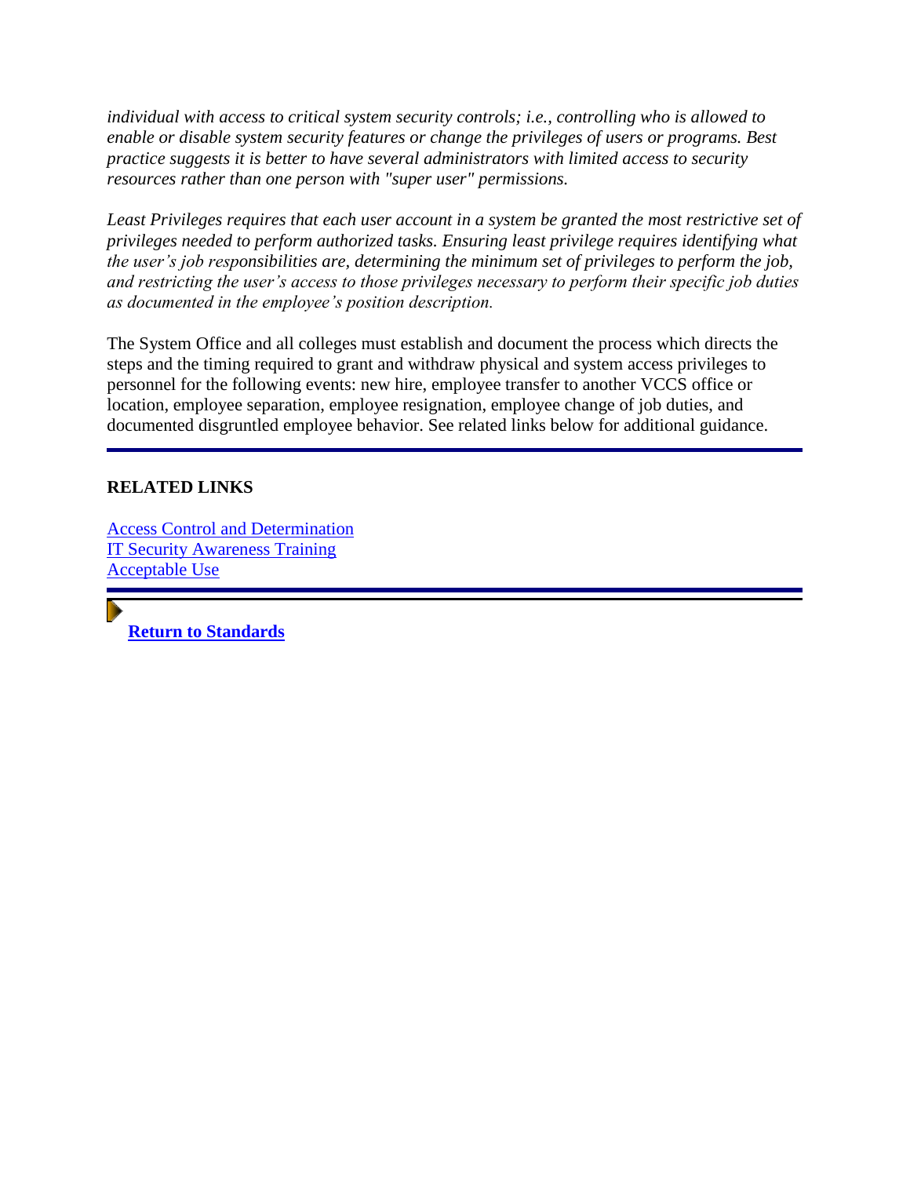*individual with access to critical system security controls; i.e., controlling who is allowed to enable or disable system security features or change the privileges of users or programs. Best practice suggests it is better to have several administrators with limited access to security resources rather than one person with "super user" permissions.*

*Least Privileges requires that each user account in a system be granted the most restrictive set of privileges needed to perform authorized tasks. Ensuring least privilege requires identifying what the user's job responsibilities are, determining the minimum set of privileges to perform the job, and restricting the user's access to those privileges necessary to perform their specific job duties as documented in the employee's position description.*

The System Office and all colleges must establish and document the process which directs the steps and the timing required to grant and withdraw physical and system access privileges to personnel for the following events: new hire, employee transfer to another VCCS office or location, employee separation, employee resignation, employee change of job duties, and documented disgruntled employee behavior. See related links below for additional guidance.

---

**RELATED LINKS**

Access Control and Determination
IT Security Awareness Training
Acceptable Use

---

**Return to Standards**